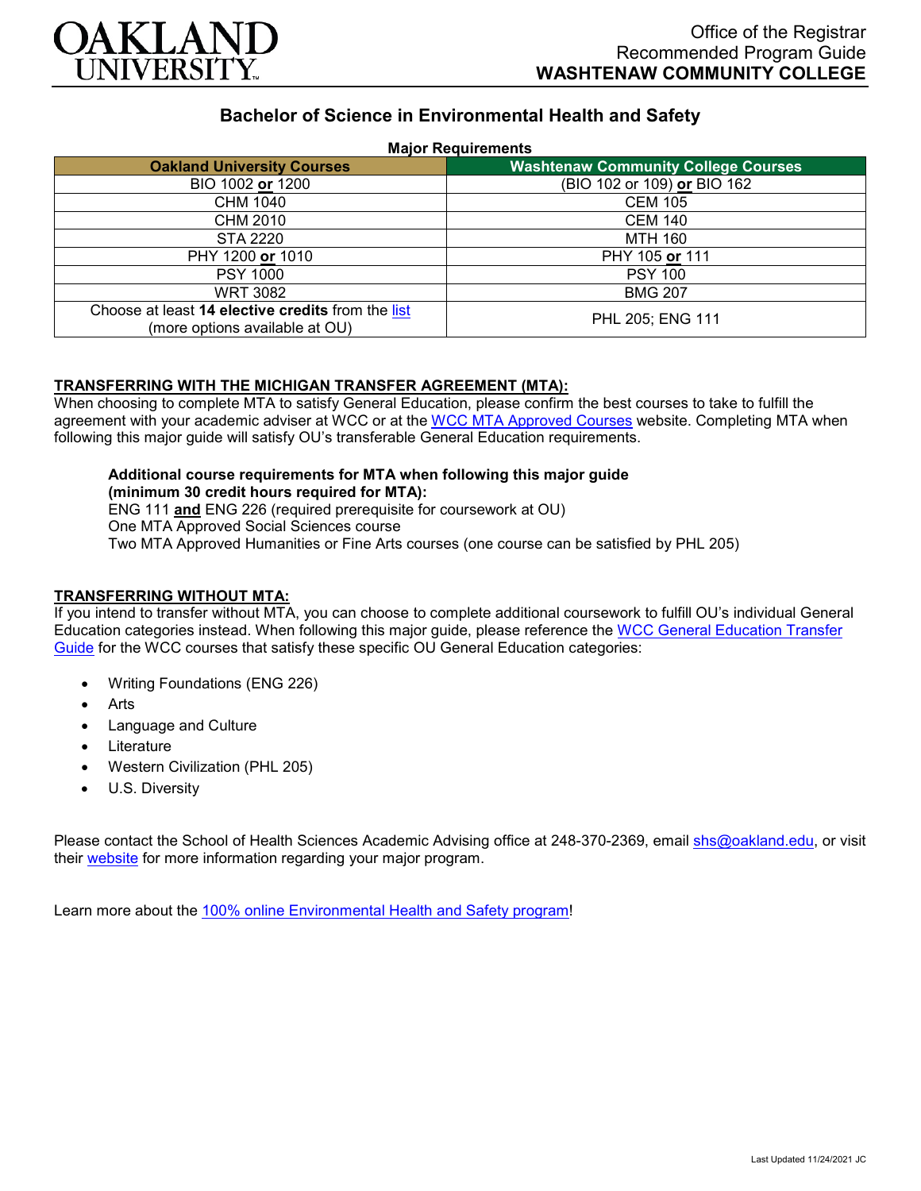Office of the Registrar
Recommended Program Guide
**WASHTENAW COMMUNITY COLLEGE**

# Bachelor of Science in Environmental Health and Safety

**Major Requirements**

| Oakland University Courses | Washtenaw Community College Courses |
|---|---|
| BIO 1002 **or** 1200 | (BIO 102 or 109) **or** BIO 162 |
| CHM 1040 | CEM 105 |
| CHM 2010 | CEM 140 |
| STA 2220 | MTH 160 |
| PHY 1200 **or** 1010 | PHY 105 **or** 111 |
| PSY 1000 | PSY 100 |
| WRT 3082 | BMG 207 |
| Choose at least **14 elective credits** from the list (more options available at OU) | PHL 205; ENG 111 |

**TRANSFERRING WITH THE MICHIGAN TRANSFER AGREEMENT (MTA):**
When choosing to complete MTA to satisfy General Education, please confirm the best courses to take to fulfill the agreement with your academic adviser at WCC or at the WCC MTA Approved Courses website. Completing MTA when following this major guide will satisfy OU's transferable General Education requirements.

**Additional course requirements for MTA when following this major guide (minimum 30 credit hours required for MTA):**
ENG 111 **and** ENG 226 (required prerequisite for coursework at OU)
One MTA Approved Social Sciences course
Two MTA Approved Humanities or Fine Arts courses (one course can be satisfied by PHL 205)

**TRANSFERRING WITHOUT MTA:**
If you intend to transfer without MTA, you can choose to complete additional coursework to fulfill OU's individual General Education categories instead. When following this major guide, please reference the WCC General Education Transfer Guide for the WCC courses that satisfy these specific OU General Education categories:

- Writing Foundations (ENG 226)
- Arts
- Language and Culture
- Literature
- Western Civilization (PHL 205)
- U.S. Diversity

Please contact the School of Health Sciences Academic Advising office at 248-370-2369, email shs@oakland.edu, or visit their website for more information regarding your major program.

Learn more about the 100% online Environmental Health and Safety program!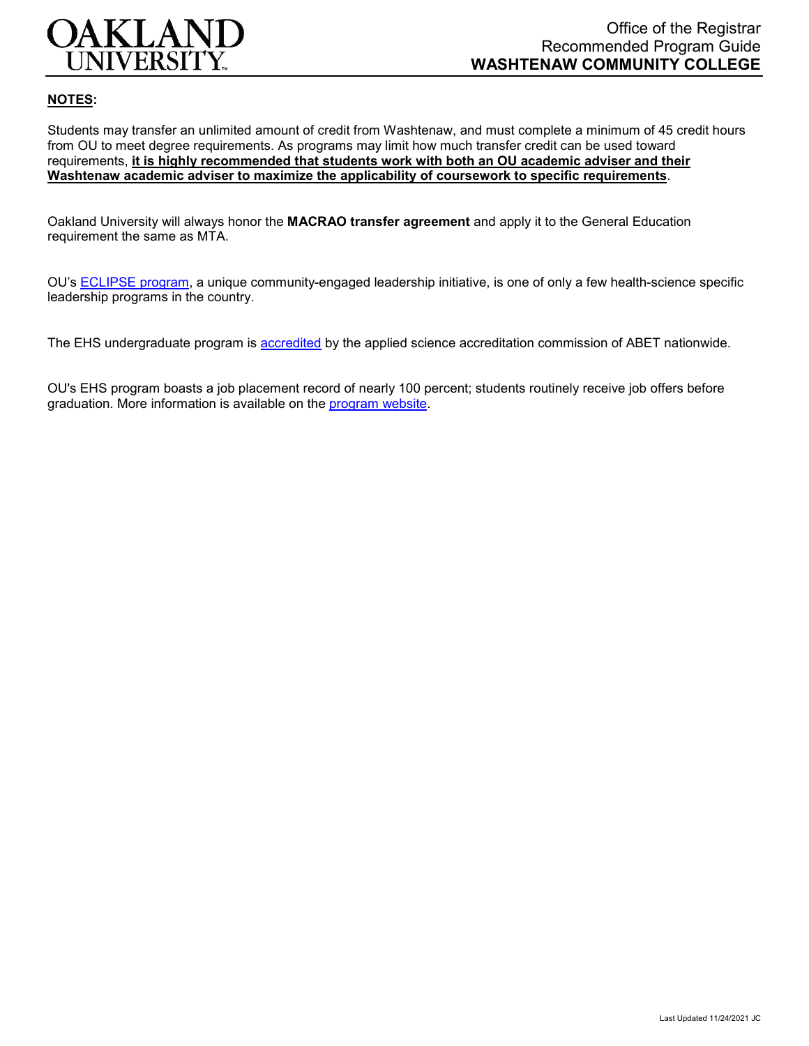**NOTES:**

Students may transfer an unlimited amount of credit from Washtenaw, and must complete a minimum of 45 credit hours from OU to meet degree requirements. As programs may limit how much transfer credit can be used toward requirements, **it is highly recommended that students work with both an OU academic adviser and their Washtenaw academic adviser to maximize the applicability of coursework to specific requirements**.

Oakland University will always honor the **MACRAO transfer agreement** and apply it to the General Education requirement the same as MTA.

OU's ECLIPSE program, a unique community-engaged leadership initiative, is one of only a few health-science specific leadership programs in the country.

The EHS undergraduate program is accredited by the applied science accreditation commission of ABET nationwide.

OU's EHS program boasts a job placement record of nearly 100 percent; students routinely receive job offers before graduation. More information is available on the program website.